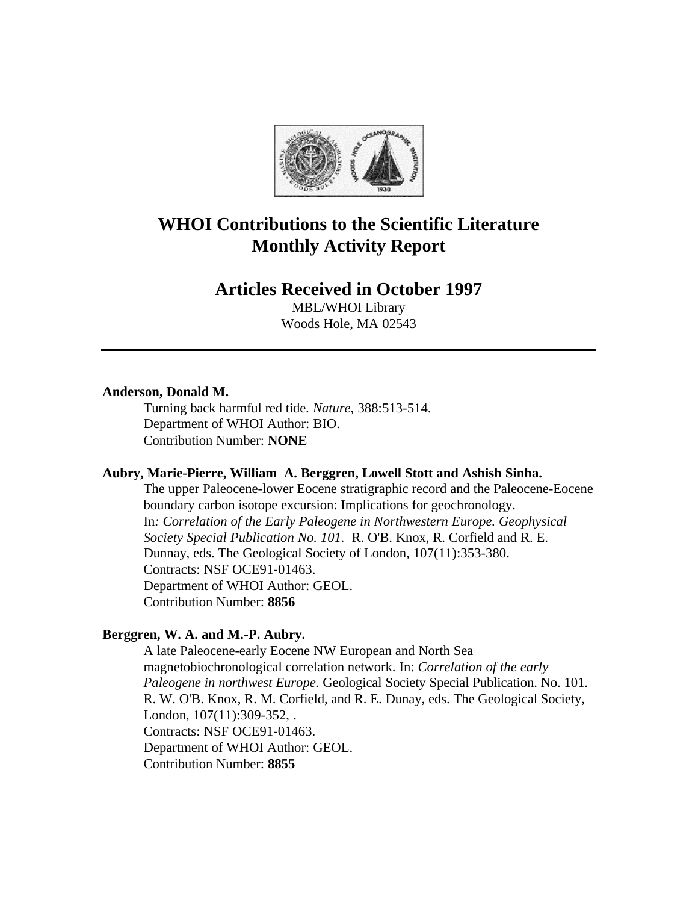# WHOI Contributions to the Scientific Literature
# Monthly Activity Report

## Articles Received in October 1997

MBL/WHOI Library
Woods Hole, MA 02543

---

**Anderson, Donald M.**

Turning back harmful red tide. *Nature*, 388:513-514.
Department of WHOI Author: BIO.
Contribution Number: **NONE**

**Aubry, Marie-Pierre, William A. Berggren, Lowell Stott and Ashish Sinha.**

The upper Paleocene-lower Eocene stratigraphic record and the Paleocene-Eocene boundary carbon isotope excursion: Implications for geochronology. In*: Correlation of the Early Paleogene in Northwestern Europe. Geophysical Society Special Publication No. 101.* R. O'B. Knox, R. Corfield and R. E. Dunnay, eds. The Geological Society of London, 107(11):353-380.
Contracts: NSF OCE91-01463.
Department of WHOI Author: GEOL.
Contribution Number: **8856**

**Berggren, W. A. and M.-P. Aubry.**

A late Paleocene-early Eocene NW European and North Sea magnetobiochronological correlation network. In: *Correlation of the early Paleogene in northwest Europe.* Geological Society Special Publication. No. 101. R. W. O'B. Knox, R. M. Corfield, and R. E. Dunay, eds. The Geological Society, London, 107(11):309-352, .
Contracts: NSF OCE91-01463.
Department of WHOI Author: GEOL.
Contribution Number: **8855**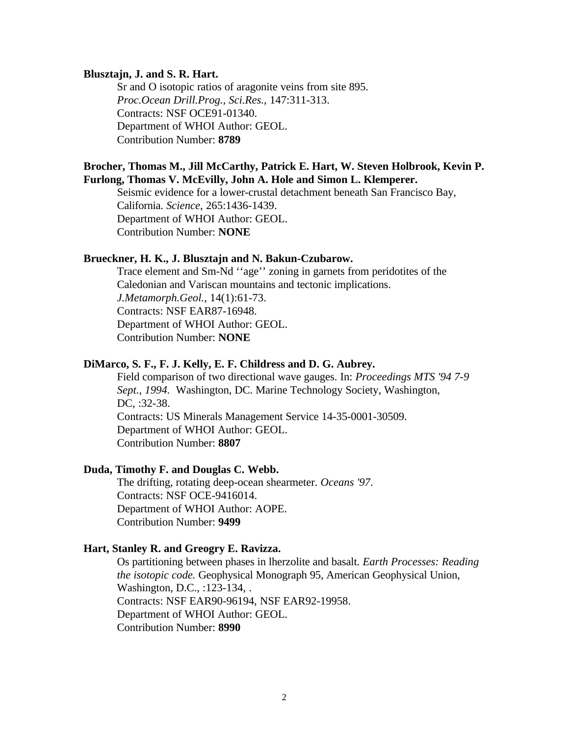**Blusztajn, J. and S. R. Hart.**

Sr and O isotopic ratios of aragonite veins from site 895.
*Proc.Ocean Drill.Prog., Sci.Res.*, 147:311-313.
Contracts: NSF OCE91-01340.
Department of WHOI Author: GEOL.
Contribution Number: **8789**

**Brocher, Thomas M., Jill McCarthy, Patrick E. Hart, W. Steven Holbrook, Kevin P. Furlong, Thomas V. McEvilly, John A. Hole and Simon L. Klemperer.**

Seismic evidence for a lower-crustal detachment beneath San Francisco Bay, California. *Science*, 265:1436-1439.
Department of WHOI Author: GEOL.
Contribution Number: **NONE**

**Brueckner, H. K., J. Blusztajn and N. Bakun-Czubarow.**

Trace element and Sm-Nd ''age'' zoning in garnets from peridotites of the Caledonian and Variscan mountains and tectonic implications.
*J.Metamorph.Geol.*, 14(1):61-73.
Contracts: NSF EAR87-16948.
Department of WHOI Author: GEOL.
Contribution Number: **NONE**

**DiMarco, S. F., F. J. Kelly, E. F. Childress and D. G. Aubrey.**

Field comparison of two directional wave gauges. In: *Proceedings MTS '94 7-9 Sept., 1994.* Washington, DC. Marine Technology Society, Washington, DC, :32-38.
Contracts: US Minerals Management Service 14-35-0001-30509.
Department of WHOI Author: GEOL.
Contribution Number: **8807**

**Duda, Timothy F. and Douglas C. Webb.**

The drifting, rotating deep-ocean shearmeter. *Oceans '97*.
Contracts: NSF OCE-9416014.
Department of WHOI Author: AOPE.
Contribution Number: **9499**

**Hart, Stanley R. and Greogry E. Ravizza.**

Os partitioning between phases in lherzolite and basalt. *Earth Processes: Reading the isotopic code.* Geophysical Monograph 95, American Geophysical Union, Washington, D.C., :123-134, .
Contracts: NSF EAR90-96194, NSF EAR92-19958.
Department of WHOI Author: GEOL.
Contribution Number: **8990**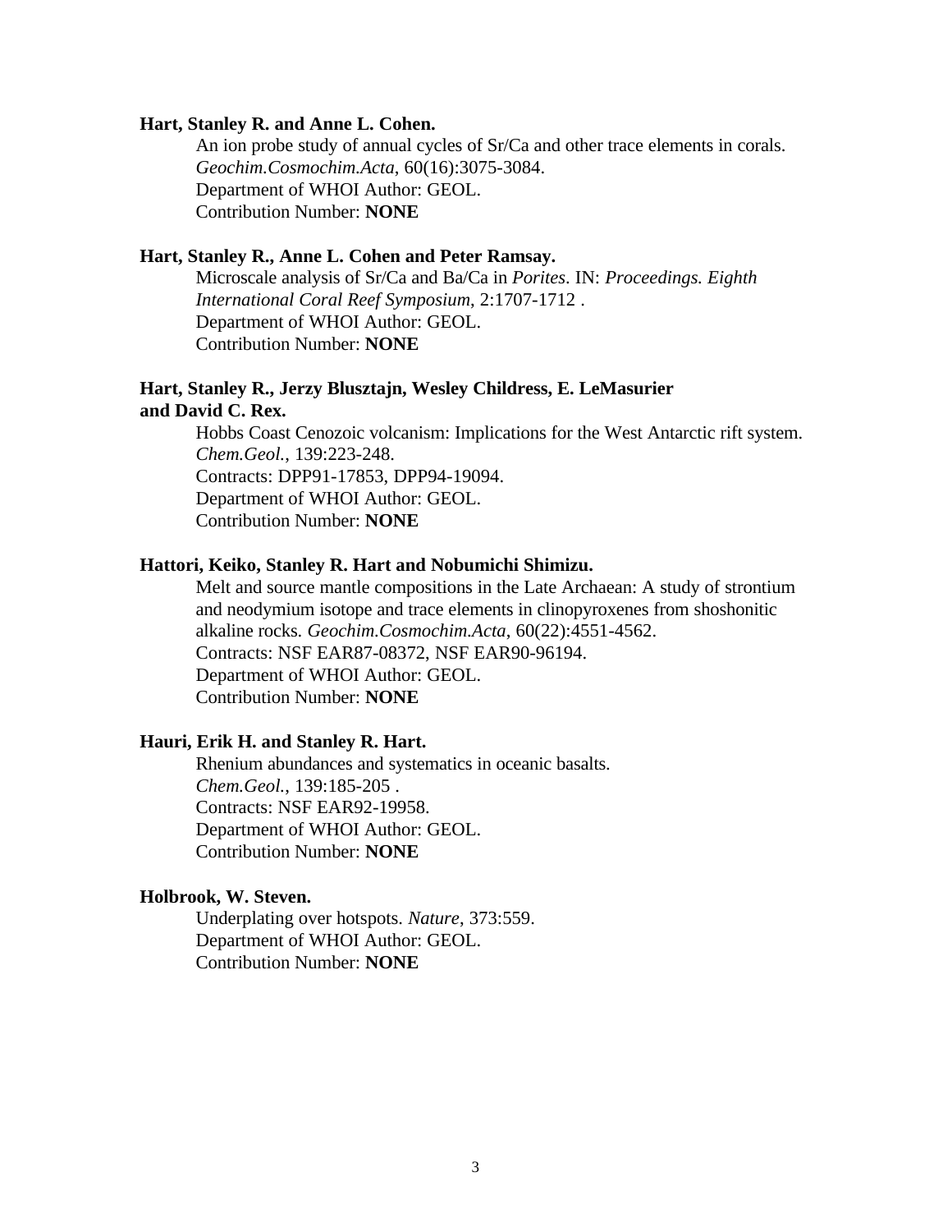**Hart, Stanley R. and Anne L. Cohen.**

An ion probe study of annual cycles of Sr/Ca and other trace elements in corals. *Geochim.Cosmochim.Acta*, 60(16):3075-3084.
Department of WHOI Author: GEOL.
Contribution Number: **NONE**

**Hart, Stanley R., Anne L. Cohen and Peter Ramsay.**

Microscale analysis of Sr/Ca and Ba/Ca in *Porites*. IN: *Proceedings. Eighth International Coral Reef Symposium*, 2:1707-1712 .
Department of WHOI Author: GEOL.
Contribution Number: **NONE**

**Hart, Stanley R., Jerzy Blusztajn, Wesley Childress, E. LeMasurier and David C. Rex.**

Hobbs Coast Cenozoic volcanism: Implications for the West Antarctic rift system. *Chem.Geol.*, 139:223-248.
Contracts: DPP91-17853, DPP94-19094.
Department of WHOI Author: GEOL.
Contribution Number: **NONE**

**Hattori, Keiko, Stanley R. Hart and Nobumichi Shimizu.**

Melt and source mantle compositions in the Late Archaean: A study of strontium and neodymium isotope and trace elements in clinopyroxenes from shoshonitic alkaline rocks. *Geochim.Cosmochim.Acta*, 60(22):4551-4562.
Contracts: NSF EAR87-08372, NSF EAR90-96194.
Department of WHOI Author: GEOL.
Contribution Number: **NONE**

**Hauri, Erik H. and Stanley R. Hart.**

Rhenium abundances and systematics in oceanic basalts. *Chem.Geol.*, 139:185-205 .
Contracts: NSF EAR92-19958.
Department of WHOI Author: GEOL.
Contribution Number: **NONE**

**Holbrook, W. Steven.**

Underplating over hotspots. *Nature*, 373:559.
Department of WHOI Author: GEOL.
Contribution Number: **NONE**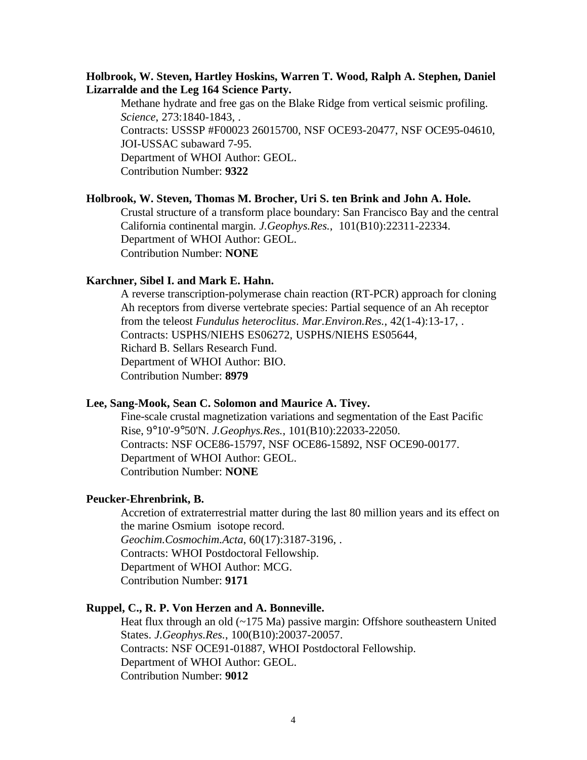**Holbrook, W. Steven, Hartley Hoskins, Warren T. Wood, Ralph A. Stephen, Daniel Lizarralde and the Leg 164 Science Party.**

Methane hydrate and free gas on the Blake Ridge from vertical seismic profiling. *Science*, 273:1840-1843, .
Contracts: USSSP #F00023 26015700, NSF OCE93-20477, NSF OCE95-04610, JOI-USSAC subaward 7-95.
Department of WHOI Author: GEOL.
Contribution Number: **9322**

**Holbrook, W. Steven, Thomas M. Brocher, Uri S. ten Brink and John A. Hole.**

Crustal structure of a transform place boundary: San Francisco Bay and the central California continental margin. *J.Geophys.Res.*, 101(B10):22311-22334.
Department of WHOI Author: GEOL.
Contribution Number: **NONE**

**Karchner, Sibel I. and Mark E. Hahn.**

A reverse transcription-polymerase chain reaction (RT-PCR) approach for cloning Ah receptors from diverse vertebrate species: Partial sequence of an Ah receptor from the teleost *Fundulus heteroclitus*. *Mar.Environ.Res.*, 42(1-4):13-17, .
Contracts: USPHS/NIEHS ES06272, USPHS/NIEHS ES05644, Richard B. Sellars Research Fund.
Department of WHOI Author: BIO.
Contribution Number: **8979**

**Lee, Sang-Mook, Sean C. Solomon and Maurice A. Tivey.**

Fine-scale crustal magnetization variations and segmentation of the East Pacific Rise, 9°10'-9°50'N. *J.Geophys.Res.*, 101(B10):22033-22050.
Contracts: NSF OCE86-15797, NSF OCE86-15892, NSF OCE90-00177.
Department of WHOI Author: GEOL.
Contribution Number: **NONE**

**Peucker-Ehrenbrink, B.**

Accretion of extraterrestrial matter during the last 80 million years and its effect on the marine Osmium isotope record.
*Geochim.Cosmochim.Acta*, 60(17):3187-3196, .
Contracts: WHOI Postdoctoral Fellowship.
Department of WHOI Author: MCG.
Contribution Number: **9171**

**Ruppel, C., R. P. Von Herzen and A. Bonneville.**

Heat flux through an old (~175 Ma) passive margin: Offshore southeastern United States. *J.Geophys.Res.*, 100(B10):20037-20057.
Contracts: NSF OCE91-01887, WHOI Postdoctoral Fellowship.
Department of WHOI Author: GEOL.
Contribution Number: **9012**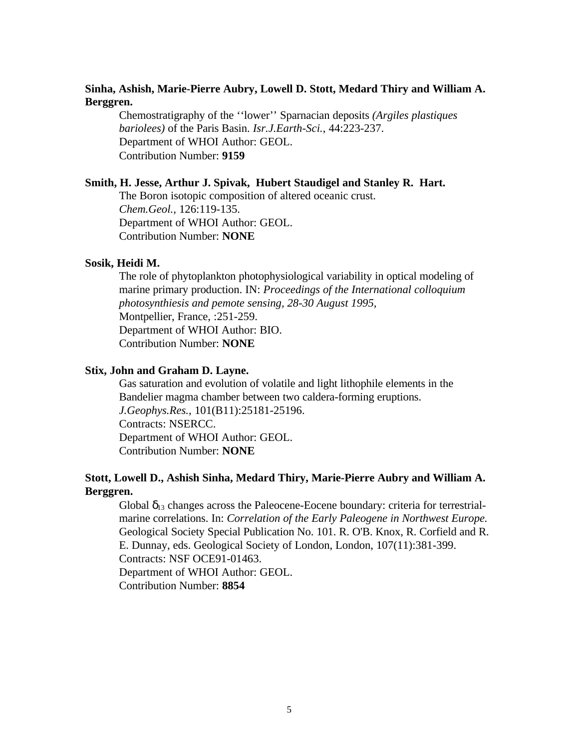**Sinha, Ashish, Marie-Pierre Aubry, Lowell D. Stott, Medard Thiry and William A. Berggren.**

Chemostratigraphy of the ‘‘lower’’ Sparnacian deposits *(Argiles plastiques bariolees)* of the Paris Basin. *Isr.J.Earth-Sci.*, 44:223-237.
Department of WHOI Author: GEOL.
Contribution Number: **9159**

**Smith, H. Jesse, Arthur J. Spivak, Hubert Staudigel and Stanley R. Hart.**

The Boron isotopic composition of altered oceanic crust.
*Chem.Geol.*, 126:119-135.
Department of WHOI Author: GEOL.
Contribution Number: **NONE**

**Sosik, Heidi M.**

The role of phytoplankton photophysiological variability in optical modeling of marine primary production. IN: *Proceedings of the International colloquium photosynthiesis and pemote sensing, 28-30 August 1995,*
Montpellier, France, :251-259.
Department of WHOI Author: BIO.
Contribution Number: **NONE**

**Stix, John and Graham D. Layne.**

Gas saturation and evolution of volatile and light lithophile elements in the Bandelier magma chamber between two caldera-forming eruptions.
*J.Geophys.Res.*, 101(B11):25181-25196.
Contracts: NSERCC.
Department of WHOI Author: GEOL.
Contribution Number: **NONE**

**Stott, Lowell D., Ashish Sinha, Medard Thiry, Marie-Pierre Aubry and William A. Berggren.**

Global $\delta_{13}$ changes across the Paleocene-Eocene boundary: criteria for terrestrial-marine correlations. In: *Correlation of the Early Paleogene in Northwest Europe.* Geological Society Special Publication No. 101. R. O'B. Knox, R. Corfield and R. E. Dunnay, eds. Geological Society of London, London, 107(11):381-399.
Contracts: NSF OCE91-01463.
Department of WHOI Author: GEOL.
Contribution Number: **8854**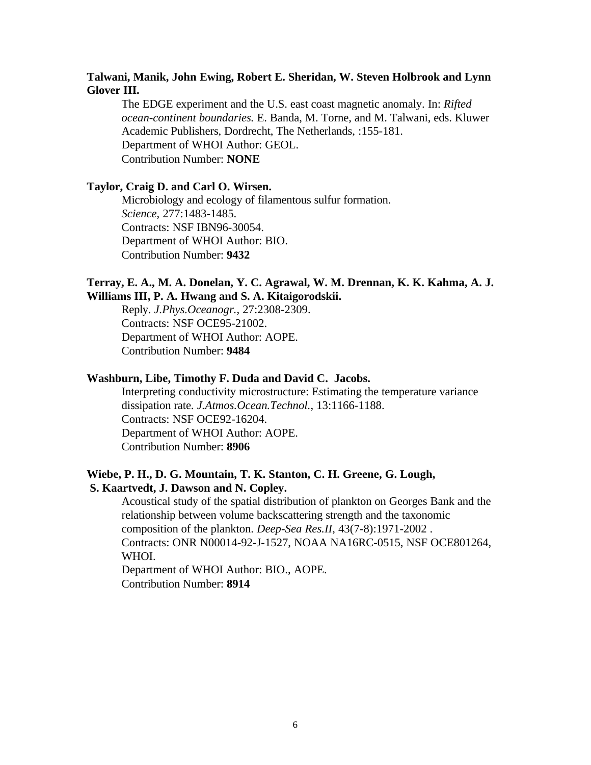**Talwani, Manik, John Ewing, Robert E. Sheridan, W. Steven Holbrook and Lynn Glover III.**

The EDGE experiment and the U.S. east coast magnetic anomaly. In: *Rifted ocean-continent boundaries.* E. Banda, M. Torne, and M. Talwani, eds. Kluwer Academic Publishers, Dordrecht, The Netherlands, :155-181.
Department of WHOI Author: GEOL.
Contribution Number: **NONE**

**Taylor, Craig D. and Carl O. Wirsen.**

Microbiology and ecology of filamentous sulfur formation.
*Science*, 277:1483-1485.
Contracts: NSF IBN96-30054.
Department of WHOI Author: BIO.
Contribution Number: **9432**

**Terray, E. A., M. A. Donelan, Y. C. Agrawal, W. M. Drennan, K. K. Kahma, A. J. Williams III, P. A. Hwang and S. A. Kitaigorodskii.**

Reply. *J.Phys.Oceanogr.*, 27:2308-2309.
Contracts: NSF OCE95-21002.
Department of WHOI Author: AOPE.
Contribution Number: **9484**

**Washburn, Libe, Timothy F. Duda and David C. Jacobs.**

Interpreting conductivity microstructure: Estimating the temperature variance dissipation rate. *J.Atmos.Ocean.Technol.*, 13:1166-1188.
Contracts: NSF OCE92-16204.
Department of WHOI Author: AOPE.
Contribution Number: **8906**

**Wiebe, P. H., D. G. Mountain, T. K. Stanton, C. H. Greene, G. Lough, S. Kaartvedt, J. Dawson and N. Copley.**

Acoustical study of the spatial distribution of plankton on Georges Bank and the relationship between volume backscattering strength and the taxonomic composition of the plankton. *Deep-Sea Res.II*, 43(7-8):1971-2002 .
Contracts: ONR N00014-92-J-1527, NOAA NA16RC-0515, NSF OCE801264, WHOI.
Department of WHOI Author: BIO., AOPE.
Contribution Number: **8914**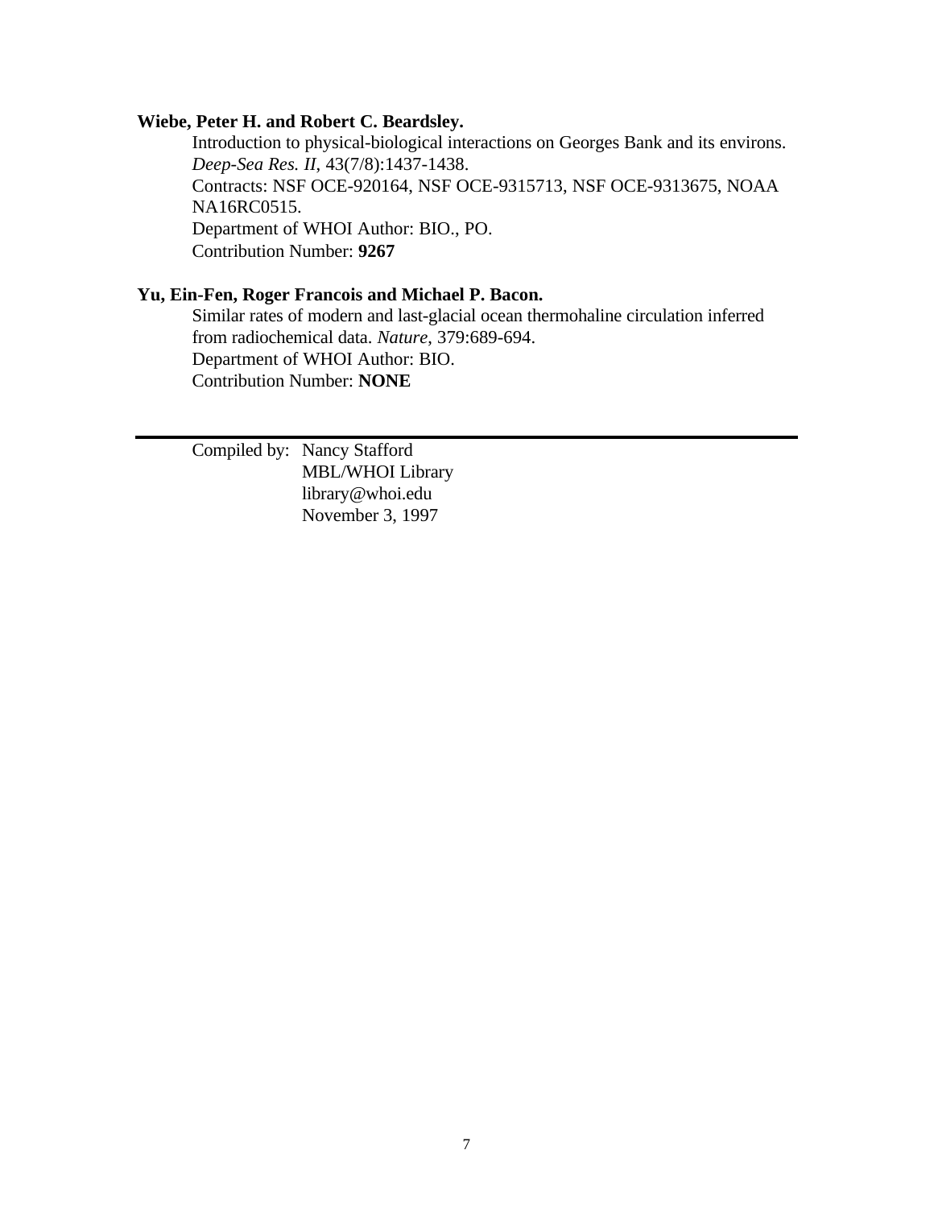**Wiebe, Peter H. and Robert C. Beardsley.**

Introduction to physical-biological interactions on Georges Bank and its environs. *Deep-Sea Res. II*, 43(7/8):1437-1438.
Contracts: NSF OCE-920164, NSF OCE-9315713, NSF OCE-9313675, NOAA NA16RC0515.
Department of WHOI Author: BIO., PO.
Contribution Number: **9267**

**Yu, Ein-Fen, Roger Francois and Michael P. Bacon.**

Similar rates of modern and last-glacial ocean thermohaline circulation inferred from radiochemical data. *Nature*, 379:689-694.
Department of WHOI Author: BIO.
Contribution Number: **NONE**

---

Compiled by: Nancy Stafford
MBL/WHOI Library
library@whoi.edu
November 3, 1997